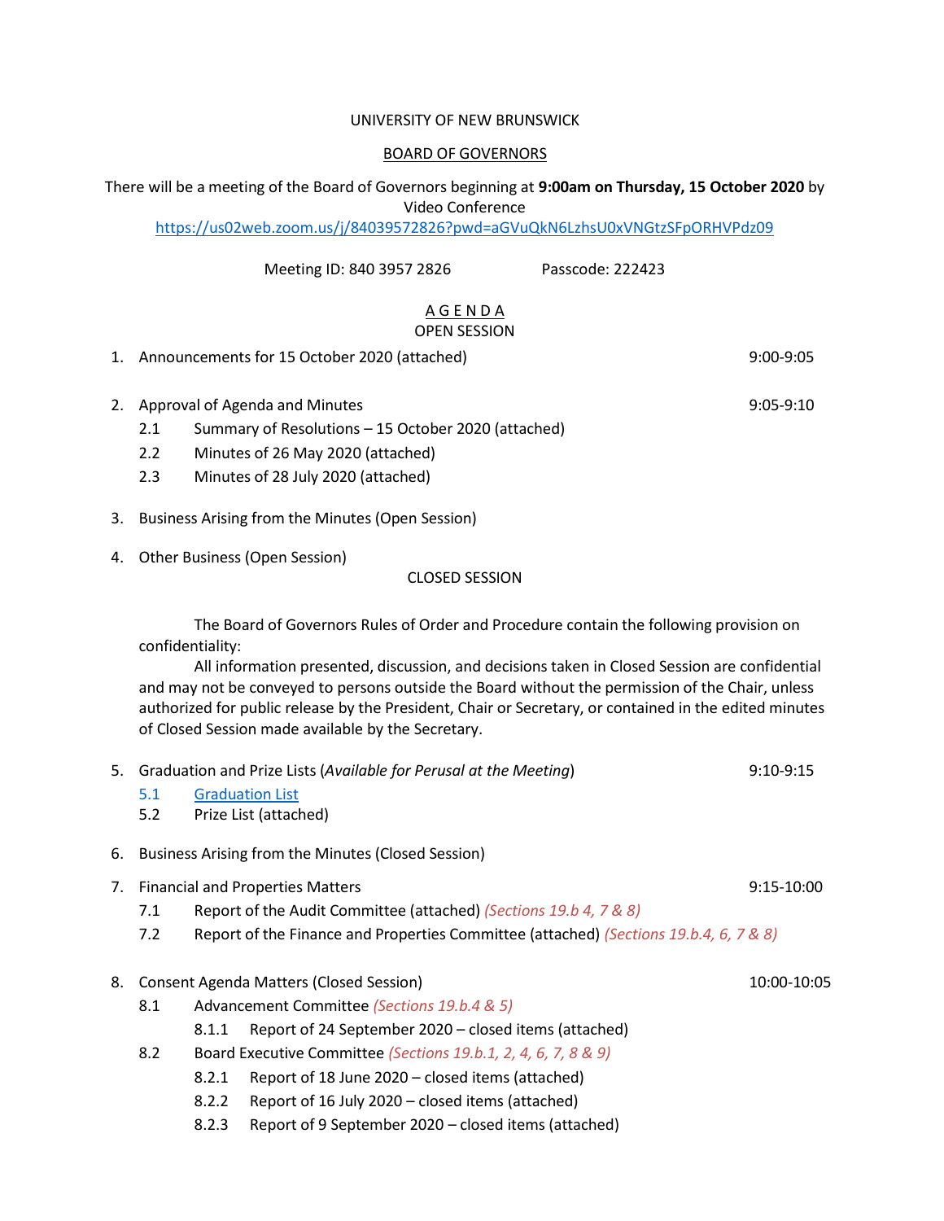UNIVERSITY OF NEW BRUNSWICK

BOARD OF GOVERNORS

There will be a meeting of the Board of Governors beginning at **9:00am on Thursday, 15 October 2020** by Video Conference
https://us02web.zoom.us/j/84039572826?pwd=aGVuQkN6LzhsU0xVNGtzSFpORHVPdz09

Meeting ID: 840 3957 2826 Passcode: 222423

A G E N D A

OPEN SESSION

1. Announcements for 15 October 2020 (attached) 9:00-9:05

2. Approval of Agenda and Minutes 9:05-9:10
   - 2.1 Summary of Resolutions – 15 October 2020 (attached)
   - 2.2 Minutes of 26 May 2020 (attached)
   - 2.3 Minutes of 28 July 2020 (attached)

3. Business Arising from the Minutes (Open Session)

4. Other Business (Open Session)

CLOSED SESSION

The Board of Governors Rules of Order and Procedure contain the following provision on confidentiality:

All information presented, discussion, and decisions taken in Closed Session are confidential and may not be conveyed to persons outside the Board without the permission of the Chair, unless authorized for public release by the President, Chair or Secretary, or contained in the edited minutes of Closed Session made available by the Secretary.

5. Graduation and Prize Lists (*Available for Perusal at the Meeting*) 9:10-9:15
   - 5.1 Graduation List
   - 5.2 Prize List (attached)

6. Business Arising from the Minutes (Closed Session)

7. Financial and Properties Matters 9:15-10:00
   - 7.1 Report of the Audit Committee (attached) *(Sections 19.b 4, 7 & 8)*
   - 7.2 Report of the Finance and Properties Committee (attached) *(Sections 19.b.4, 6, 7 & 8)*

8. Consent Agenda Matters (Closed Session) 10:00-10:05
   - 8.1 Advancement Committee *(Sections 19.b.4 & 5)*
     - 8.1.1 Report of 24 September 2020 – closed items (attached)
   - 8.2 Board Executive Committee *(Sections 19.b.1, 2, 4, 6, 7, 8 & 9)*
     - 8.2.1 Report of 18 June 2020 – closed items (attached)
     - 8.2.2 Report of 16 July 2020 – closed items (attached)
     - 8.2.3 Report of 9 September 2020 – closed items (attached)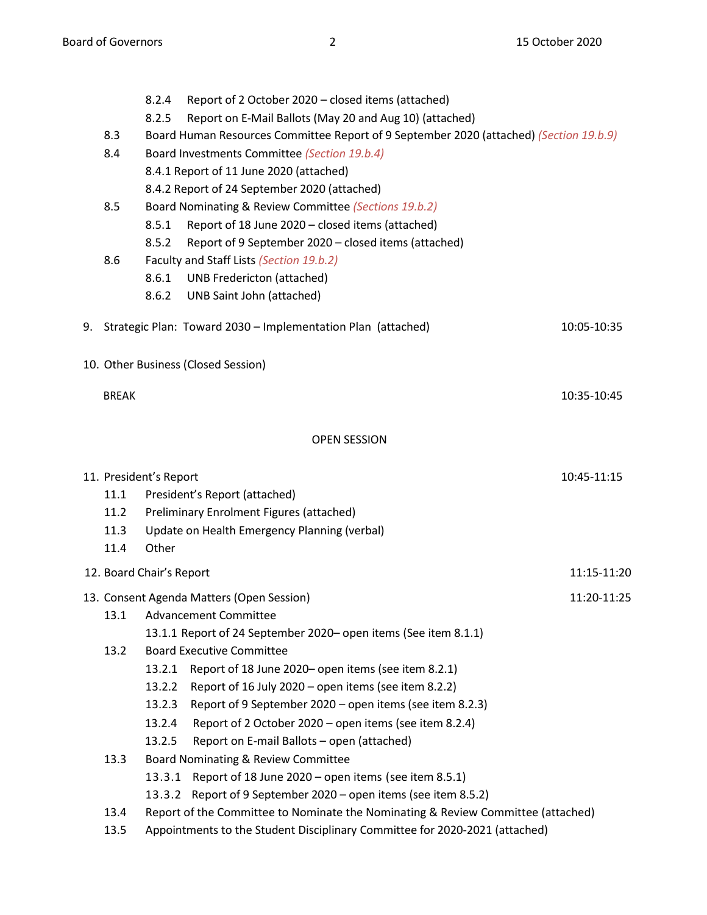8.2.4 Report of 2 October 2020 – closed items (attached)

8.2.5 Report on E-Mail Ballots (May 20 and Aug 10) (attached)

8.3 Board Human Resources Committee Report of 9 September 2020 (attached) *(Section 19.b.9)*

8.4 Board Investments Committee *(Section 19.b.4)*

8.4.1 Report of 11 June 2020 (attached)

8.4.2 Report of 24 September 2020 (attached)

8.5 Board Nominating & Review Committee *(Sections 19.b.2)*

8.5.1 Report of 18 June 2020 – closed items (attached)

8.5.2 Report of 9 September 2020 – closed items (attached)

8.6 Faculty and Staff Lists *(Section 19.b.2)*

8.6.1 UNB Fredericton (attached)

8.6.2 UNB Saint John (attached)

9. Strategic Plan: Toward 2030 – Implementation Plan (attached) — 10:05-10:35

10. Other Business (Closed Session)

BREAK — 10:35-10:45

## OPEN SESSION

11. President's Report — 10:45-11:15

11.1 President's Report (attached)

11.2 Preliminary Enrolment Figures (attached)

11.3 Update on Health Emergency Planning (verbal)

11.4 Other

12. Board Chair's Report — 11:15-11:20

13. Consent Agenda Matters (Open Session) — 11:20-11:25

13.1 Advancement Committee

13.1.1 Report of 24 September 2020– open items (See item 8.1.1)

13.2 Board Executive Committee

13.2.1 Report of 18 June 2020– open items (see item 8.2.1)

13.2.2 Report of 16 July 2020 – open items (see item 8.2.2)

13.2.3 Report of 9 September 2020 – open items (see item 8.2.3)

13.2.4 Report of 2 October 2020 – open items (see item 8.2.4)

13.2.5 Report on E-mail Ballots – open (attached)

13.3 Board Nominating & Review Committee

13.3.1 Report of 18 June 2020 – open items (see item 8.5.1)

13.3.2 Report of 9 September 2020 – open items (see item 8.5.2)

13.4 Report of the Committee to Nominate the Nominating & Review Committee (attached)

13.5 Appointments to the Student Disciplinary Committee for 2020-2021 (attached)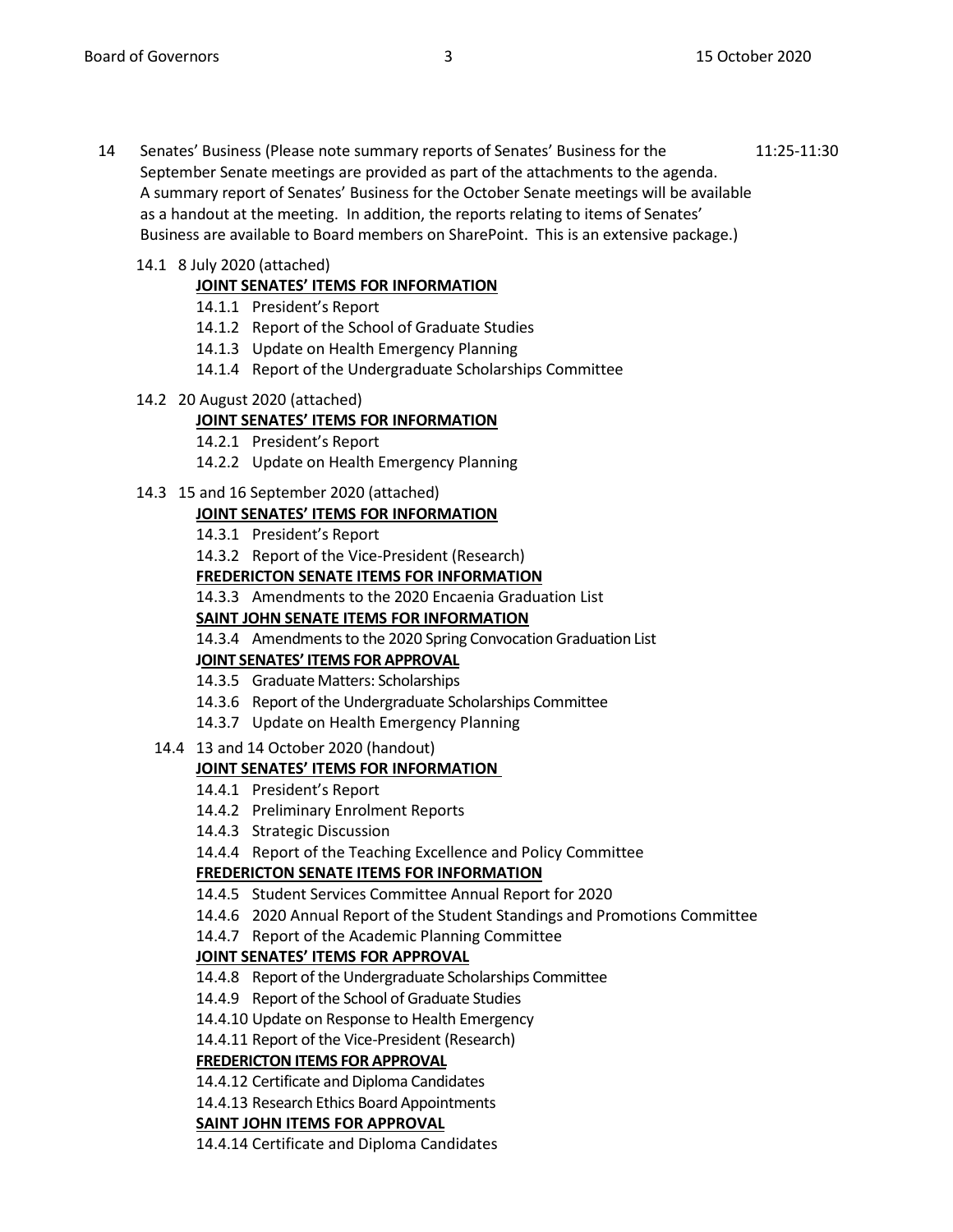14 Senates' Business (Please note summary reports of Senates' Business for the September Senate meetings are provided as part of the attachments to the agenda. A summary report of Senates' Business for the October Senate meetings will be available as a handout at the meeting. In addition, the reports relating to items of Senates' Business are available to Board members on SharePoint. This is an extensive package.) 11:25-11:30

14.1 8 July 2020 (attached)

**JOINT SENATES' ITEMS FOR INFORMATION**

- 14.1.1 President's Report
- 14.1.2 Report of the School of Graduate Studies
- 14.1.3 Update on Health Emergency Planning
- 14.1.4 Report of the Undergraduate Scholarships Committee

14.2 20 August 2020 (attached)

**JOINT SENATES' ITEMS FOR INFORMATION**

- 14.2.1 President's Report
- 14.2.2 Update on Health Emergency Planning

14.3 15 and 16 September 2020 (attached)

**JOINT SENATES' ITEMS FOR INFORMATION**

- 14.3.1 President's Report
- 14.3.2 Report of the Vice-President (Research)

**FREDERICTON SENATE ITEMS FOR INFORMATION**

- 14.3.3 Amendments to the 2020 Encaenia Graduation List

**SAINT JOHN SENATE ITEMS FOR INFORMATION**

- 14.3.4 Amendments to the 2020 Spring Convocation Graduation List

**JOINT SENATES' ITEMS FOR APPROVAL**

- 14.3.5 Graduate Matters: Scholarships
- 14.3.6 Report of the Undergraduate Scholarships Committee
- 14.3.7 Update on Health Emergency Planning

14.4 13 and 14 October 2020 (handout)

**JOINT SENATES' ITEMS FOR INFORMATION**

- 14.4.1 President's Report
- 14.4.2 Preliminary Enrolment Reports
- 14.4.3 Strategic Discussion
- 14.4.4 Report of the Teaching Excellence and Policy Committee

**FREDERICTON SENATE ITEMS FOR INFORMATION**

- 14.4.5 Student Services Committee Annual Report for 2020
- 14.4.6 2020 Annual Report of the Student Standings and Promotions Committee
- 14.4.7 Report of the Academic Planning Committee

**JOINT SENATES' ITEMS FOR APPROVAL**

- 14.4.8 Report of the Undergraduate Scholarships Committee
- 14.4.9 Report of the School of Graduate Studies
- 14.4.10 Update on Response to Health Emergency
- 14.4.11 Report of the Vice-President (Research)

**FREDERICTON ITEMS FOR APPROVAL**

- 14.4.12 Certificate and Diploma Candidates
- 14.4.13 Research Ethics Board Appointments

**SAINT JOHN ITEMS FOR APPROVAL**

- 14.4.14 Certificate and Diploma Candidates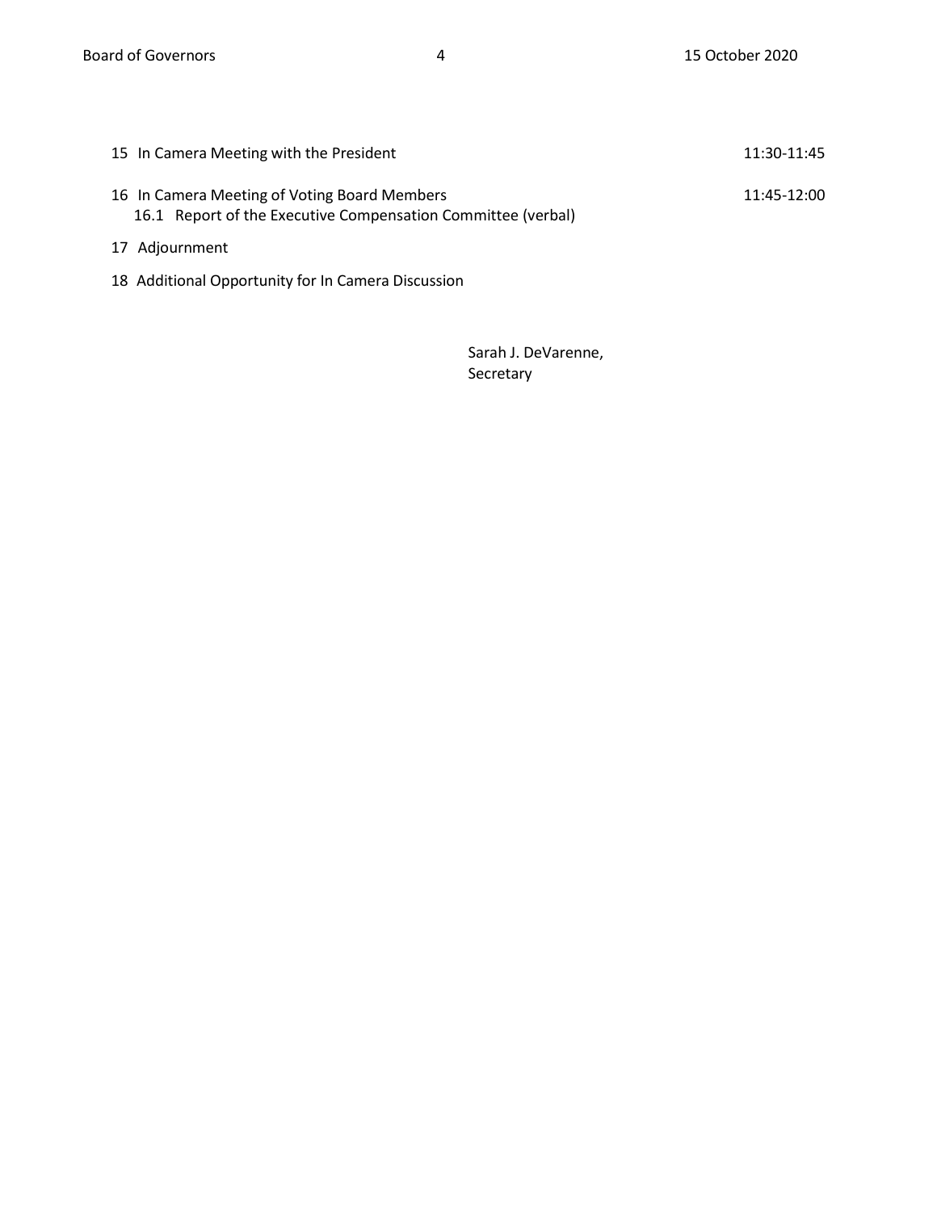15 In Camera Meeting with the President 11:30-11:45

16 In Camera Meeting of Voting Board Members 11:45-12:00
 16.1 Report of the Executive Compensation Committee (verbal)

17 Adjournment

18 Additional Opportunity for In Camera Discussion

Sarah J. DeVarenne,
Secretary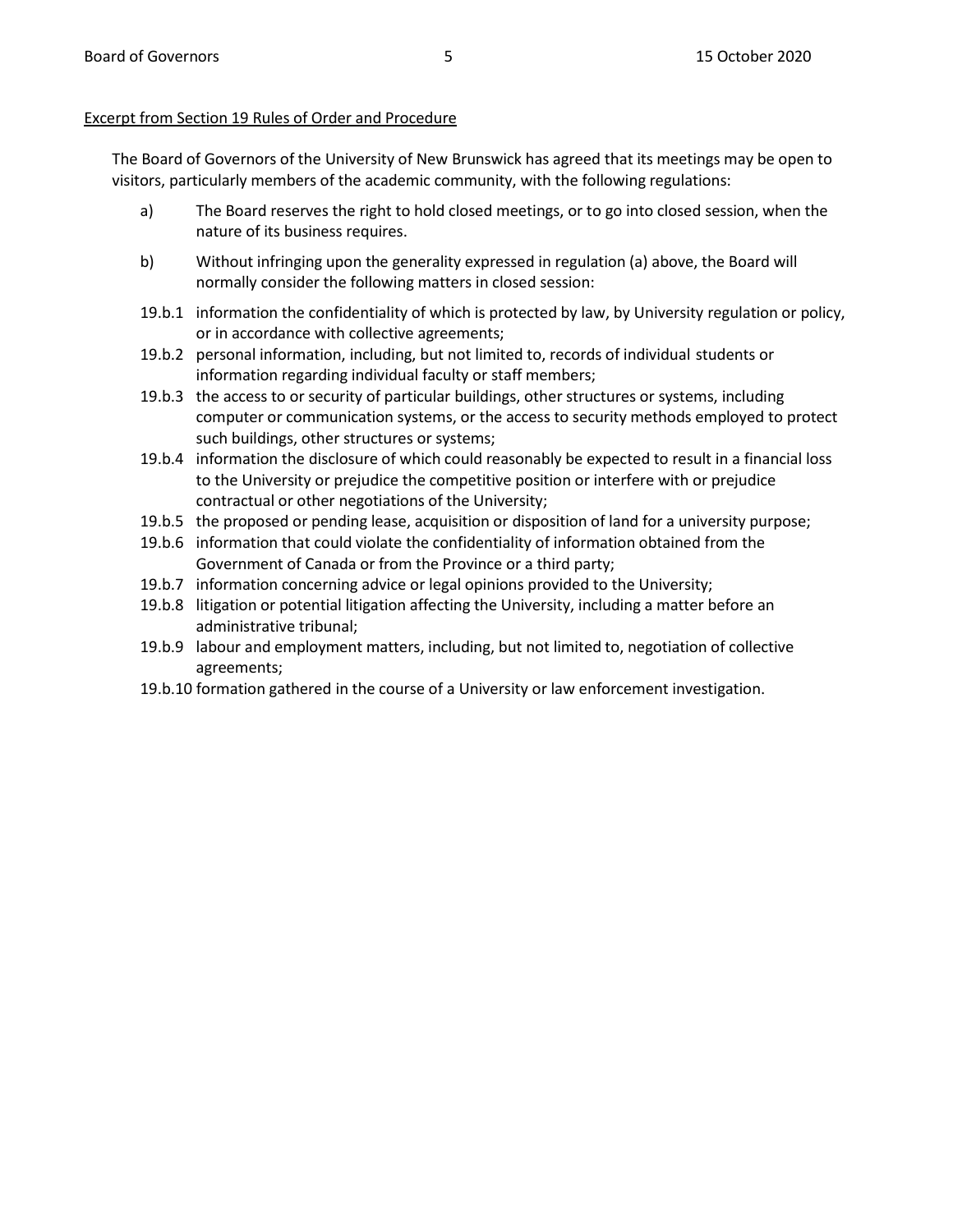Excerpt from Section 19 Rules of Order and Procedure

The Board of Governors of the University of New Brunswick has agreed that its meetings may be open to visitors, particularly members of the academic community, with the following regulations:

a) The Board reserves the right to hold closed meetings, or to go into closed session, when the nature of its business requires.

b) Without infringing upon the generality expressed in regulation (a) above, the Board will normally consider the following matters in closed session:

19.b.1 information the confidentiality of which is protected by law, by University regulation or policy, or in accordance with collective agreements;

19.b.2 personal information, including, but not limited to, records of individual students or information regarding individual faculty or staff members;

19.b.3 the access to or security of particular buildings, other structures or systems, including computer or communication systems, or the access to security methods employed to protect such buildings, other structures or systems;

19.b.4 information the disclosure of which could reasonably be expected to result in a financial loss to the University or prejudice the competitive position or interfere with or prejudice contractual or other negotiations of the University;

19.b.5 the proposed or pending lease, acquisition or disposition of land for a university purpose;

19.b.6 information that could violate the confidentiality of information obtained from the Government of Canada or from the Province or a third party;

19.b.7 information concerning advice or legal opinions provided to the University;

19.b.8 litigation or potential litigation affecting the University, including a matter before an administrative tribunal;

19.b.9 labour and employment matters, including, but not limited to, negotiation of collective agreements;

19.b.10 formation gathered in the course of a University or law enforcement investigation.